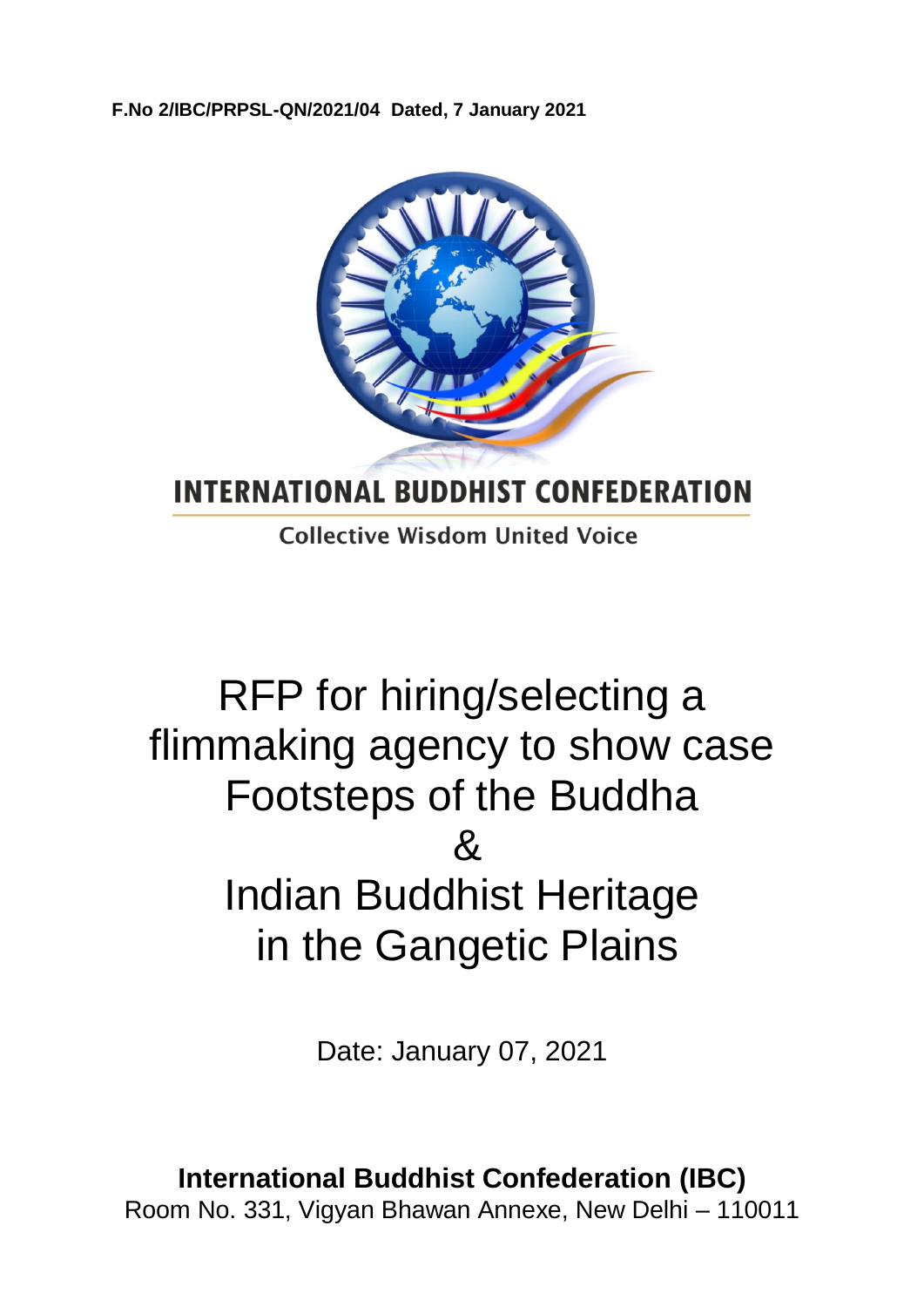**F.No 2/IBC/PRPSL-QN/2021/04 Dated, 7 January 2021**

INTERNATIONAL BUDDHIST CONFEDERATION

Collective Wisdom United Voice

# RFP for hiring/selecting a flimmaking agency to show case Footsteps of the Buddha & Indian Buddhist Heritage in the Gangetic Plains

Date: January 07, 2021

**International Buddhist Confederation (IBC)**
Room No. 331, Vigyan Bhawan Annexe, New Delhi – 110011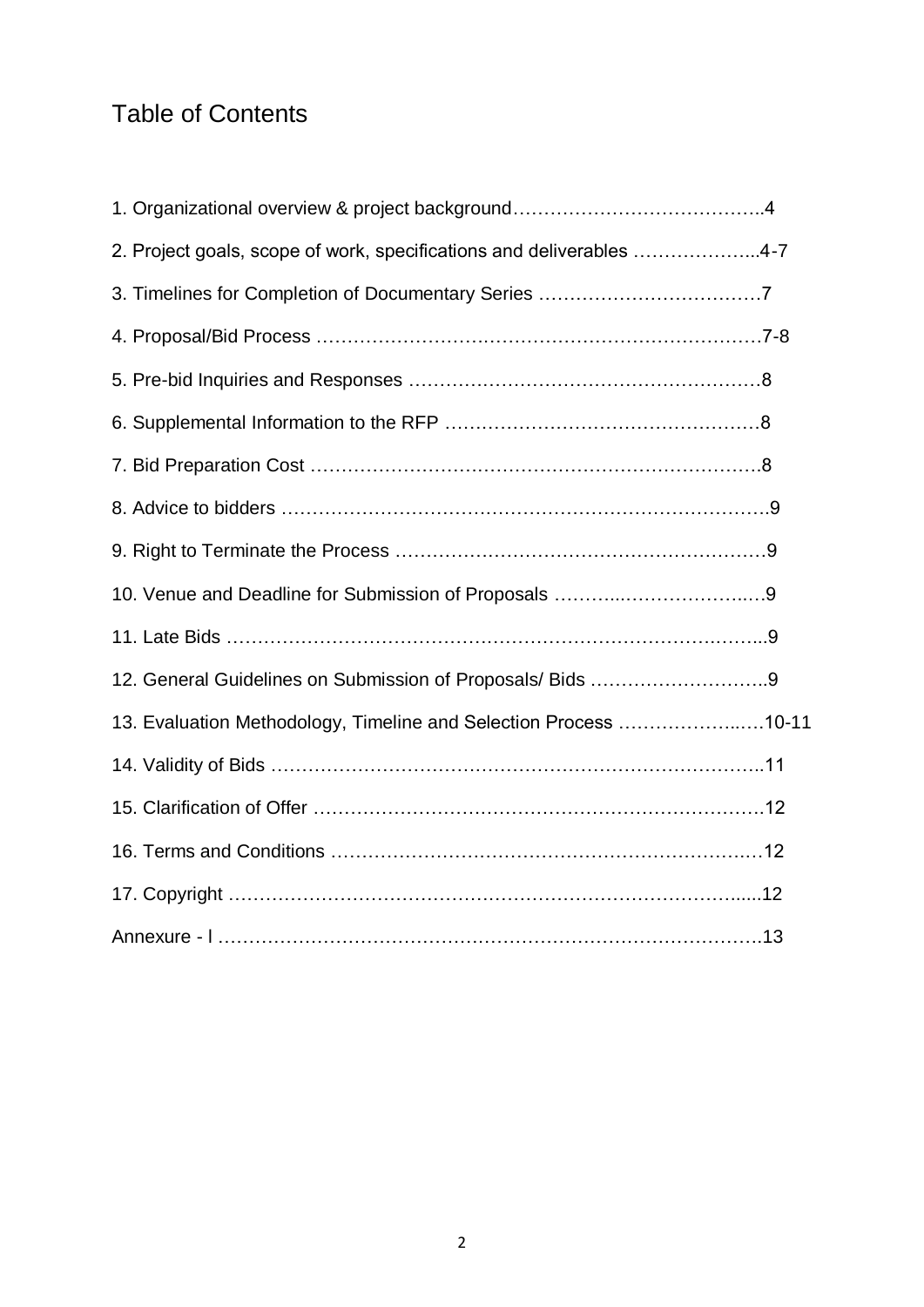# Table of Contents

1. Organizational overview & project background…………………………………..4
2. Project goals, scope of work, specifications and deliverables ………………...4-7
3. Timelines for Completion of Documentary Series ………………………………7
4. Proposal/Bid Process ……………………………………………………………7-8
5. Pre-bid Inquiries and Responses …………………………………………………8
6. Supplemental Information to the RFP ……………………………………………8
7. Bid Preparation Cost ………………………………………………………………8
8. Advice to bidders …………………………………………………………………….9
9. Right to Terminate the Process ……………………………………………………9
10. Venue and Deadline for Submission of Proposals ………..…………………..…9
11. Late Bids ……………………………………………………………………………...9
12. General Guidelines on Submission of Proposals/ Bids ………………………..9
13. Evaluation Methodology, Timeline and Selection Process …………………..…10-11
14. Validity of Bids ……………………………………………………………………..11
15. Clarification of Offer ……………………………………………………………….12
16. Terms and Conditions ……………………………………………………………..12
17. Copyright ………………………………………………………………………......12

Annexure - I …………………………………………………………………………….13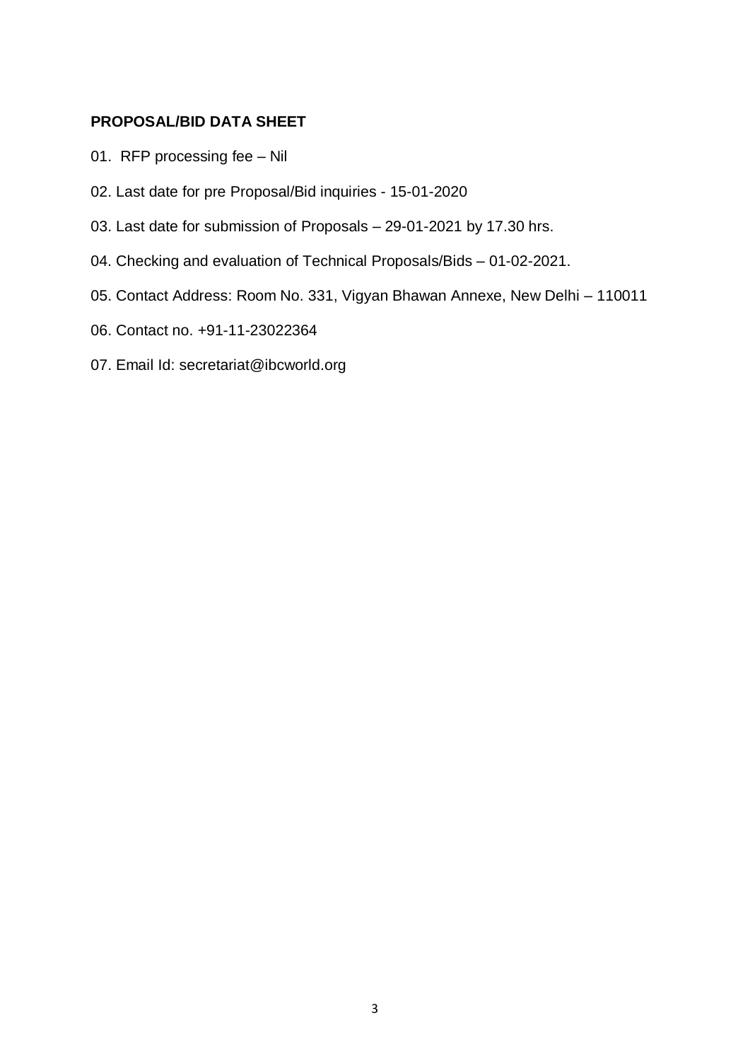**PROPOSAL/BID DATA SHEET**

01. RFP processing fee – Nil

02. Last date for pre Proposal/Bid inquiries - 15-01-2020

03. Last date for submission of Proposals – 29-01-2021 by 17.30 hrs.

04. Checking and evaluation of Technical Proposals/Bids – 01-02-2021.

05. Contact Address: Room No. 331, Vigyan Bhawan Annexe, New Delhi – 110011

06. Contact no. +91-11-23022364

07. Email Id: secretariat@ibcworld.org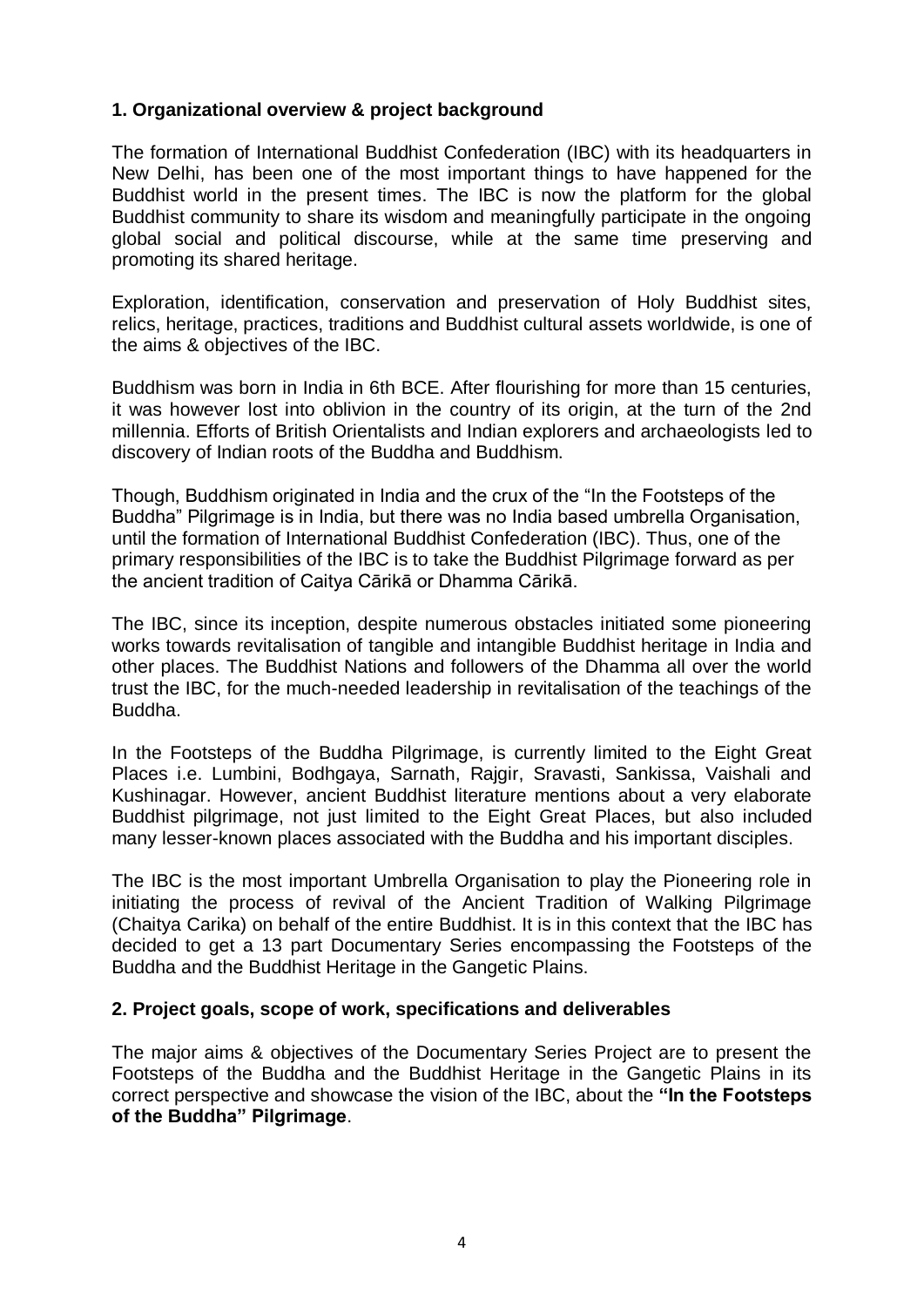### **1. Organizational overview & project background**

The formation of International Buddhist Confederation (IBC) with its headquarters in New Delhi, has been one of the most important things to have happened for the Buddhist world in the present times. The IBC is now the platform for the global Buddhist community to share its wisdom and meaningfully participate in the ongoing global social and political discourse, while at the same time preserving and promoting its shared heritage.

Exploration, identification, conservation and preservation of Holy Buddhist sites, relics, heritage, practices, traditions and Buddhist cultural assets worldwide, is one of the aims & objectives of the IBC.

Buddhism was born in India in 6th BCE. After flourishing for more than 15 centuries, it was however lost into oblivion in the country of its origin, at the turn of the 2nd millennia. Efforts of British Orientalists and Indian explorers and archaeologists led to discovery of Indian roots of the Buddha and Buddhism.

Though, Buddhism originated in India and the crux of the "In the Footsteps of the Buddha" Pilgrimage is in India, but there was no India based umbrella Organisation, until the formation of International Buddhist Confederation (IBC). Thus, one of the primary responsibilities of the IBC is to take the Buddhist Pilgrimage forward as per the ancient tradition of Caitya Cārikā or Dhamma Cārikā.

The IBC, since its inception, despite numerous obstacles initiated some pioneering works towards revitalisation of tangible and intangible Buddhist heritage in India and other places. The Buddhist Nations and followers of the Dhamma all over the world trust the IBC, for the much-needed leadership in revitalisation of the teachings of the Buddha.

In the Footsteps of the Buddha Pilgrimage, is currently limited to the Eight Great Places i.e. Lumbini, Bodhgaya, Sarnath, Rajgir, Sravasti, Sankissa, Vaishali and Kushinagar. However, ancient Buddhist literature mentions about a very elaborate Buddhist pilgrimage, not just limited to the Eight Great Places, but also included many lesser-known places associated with the Buddha and his important disciples.

The IBC is the most important Umbrella Organisation to play the Pioneering role in initiating the process of revival of the Ancient Tradition of Walking Pilgrimage (Chaitya Carika) on behalf of the entire Buddhist. It is in this context that the IBC has decided to get a 13 part Documentary Series encompassing the Footsteps of the Buddha and the Buddhist Heritage in the Gangetic Plains.

### **2. Project goals, scope of work, specifications and deliverables**

The major aims & objectives of the Documentary Series Project are to present the Footsteps of the Buddha and the Buddhist Heritage in the Gangetic Plains in its correct perspective and showcase the vision of the IBC, about the **"In the Footsteps of the Buddha" Pilgrimage**.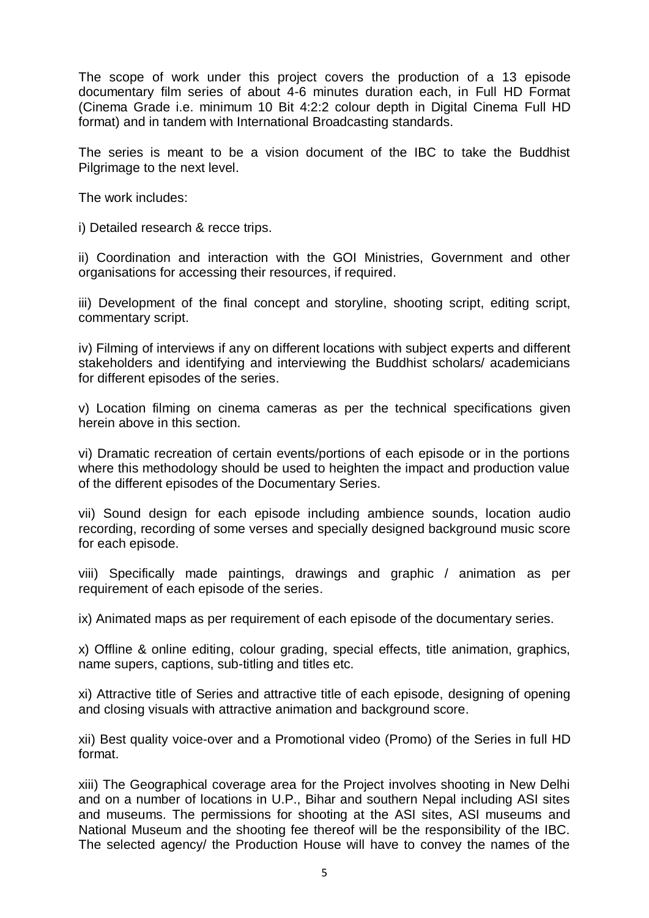The scope of work under this project covers the production of a 13 episode documentary film series of about 4-6 minutes duration each, in Full HD Format (Cinema Grade i.e. minimum 10 Bit 4:2:2 colour depth in Digital Cinema Full HD format) and in tandem with International Broadcasting standards.

The series is meant to be a vision document of the IBC to take the Buddhist Pilgrimage to the next level.

The work includes:

i) Detailed research & recce trips.

ii) Coordination and interaction with the GOI Ministries, Government and other organisations for accessing their resources, if required.

iii) Development of the final concept and storyline, shooting script, editing script, commentary script.

iv) Filming of interviews if any on different locations with subject experts and different stakeholders and identifying and interviewing the Buddhist scholars/ academicians for different episodes of the series.

v) Location filming on cinema cameras as per the technical specifications given herein above in this section.

vi) Dramatic recreation of certain events/portions of each episode or in the portions where this methodology should be used to heighten the impact and production value of the different episodes of the Documentary Series.

vii) Sound design for each episode including ambience sounds, location audio recording, recording of some verses and specially designed background music score for each episode.

viii) Specifically made paintings, drawings and graphic / animation as per requirement of each episode of the series.

ix) Animated maps as per requirement of each episode of the documentary series.

x) Offline & online editing, colour grading, special effects, title animation, graphics, name supers, captions, sub-titling and titles etc.

xi) Attractive title of Series and attractive title of each episode, designing of opening and closing visuals with attractive animation and background score.

xii) Best quality voice-over and a Promotional video (Promo) of the Series in full HD format.

xiii) The Geographical coverage area for the Project involves shooting in New Delhi and on a number of locations in U.P., Bihar and southern Nepal including ASI sites and museums. The permissions for shooting at the ASI sites, ASI museums and National Museum and the shooting fee thereof will be the responsibility of the IBC. The selected agency/ the Production House will have to convey the names of the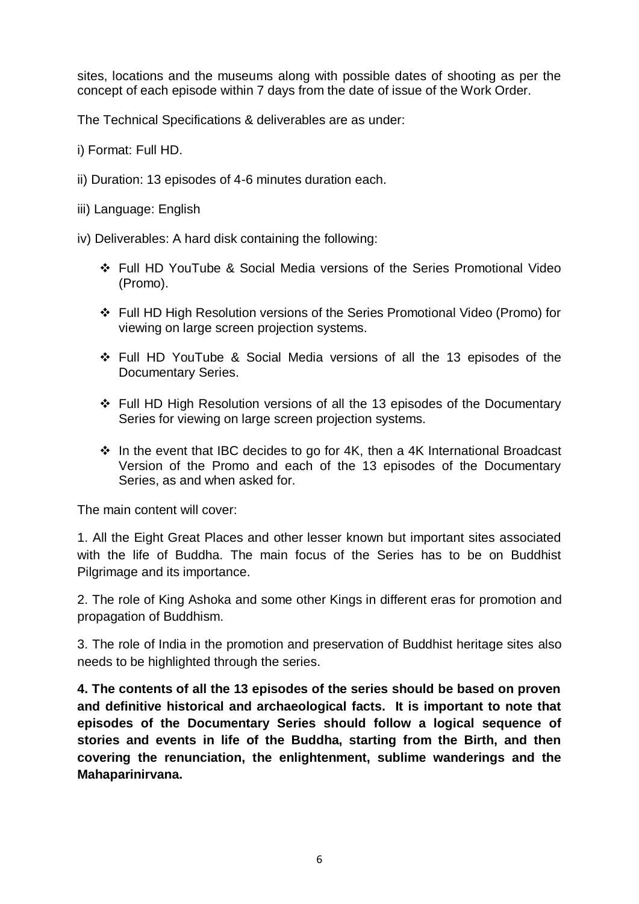sites, locations and the museums along with possible dates of shooting as per the concept of each episode within 7 days from the date of issue of the Work Order.

The Technical Specifications & deliverables are as under:

i) Format: Full HD.

ii) Duration: 13 episodes of 4-6 minutes duration each.

iii) Language: English

iv) Deliverables: A hard disk containing the following:

- ❖ Full HD YouTube & Social Media versions of the Series Promotional Video (Promo).
- ❖ Full HD High Resolution versions of the Series Promotional Video (Promo) for viewing on large screen projection systems.
- ❖ Full HD YouTube & Social Media versions of all the 13 episodes of the Documentary Series.
- ❖ Full HD High Resolution versions of all the 13 episodes of the Documentary Series for viewing on large screen projection systems.
- ❖ In the event that IBC decides to go for 4K, then a 4K International Broadcast Version of the Promo and each of the 13 episodes of the Documentary Series, as and when asked for.

The main content will cover:

1. All the Eight Great Places and other lesser known but important sites associated with the life of Buddha. The main focus of the Series has to be on Buddhist Pilgrimage and its importance.

2. The role of King Ashoka and some other Kings in different eras for promotion and propagation of Buddhism.

3. The role of India in the promotion and preservation of Buddhist heritage sites also needs to be highlighted through the series.

**4. The contents of all the 13 episodes of the series should be based on proven and definitive historical and archaeological facts. It is important to note that episodes of the Documentary Series should follow a logical sequence of stories and events in life of the Buddha, starting from the Birth, and then covering the renunciation, the enlightenment, sublime wanderings and the Mahaparinirvana.**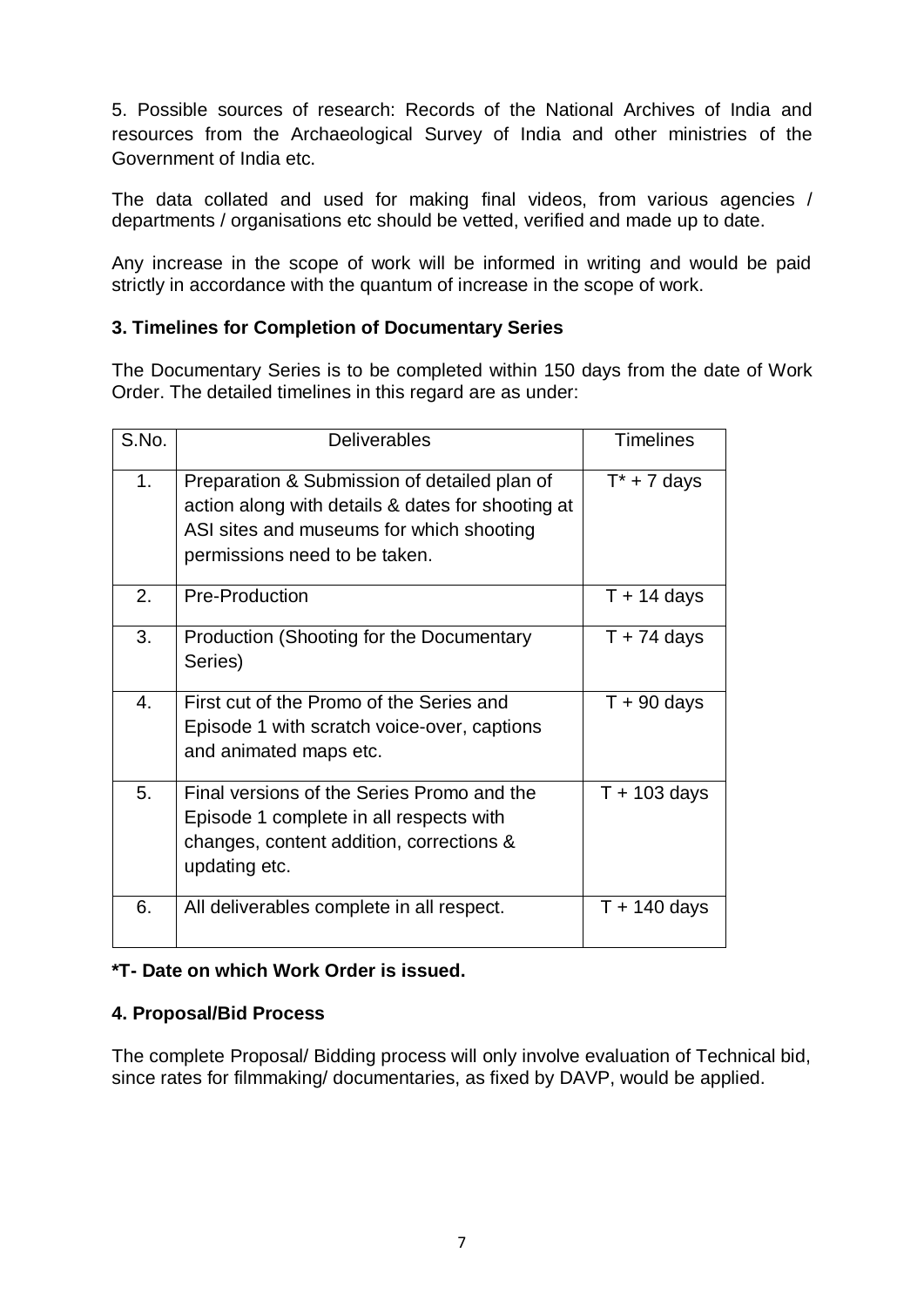5. Possible sources of research: Records of the National Archives of India and resources from the Archaeological Survey of India and other ministries of the Government of India etc.

The data collated and used for making final videos, from various agencies / departments / organisations etc should be vetted, verified and made up to date.

Any increase in the scope of work will be informed in writing and would be paid strictly in accordance with the quantum of increase in the scope of work.

### 3. Timelines for Completion of Documentary Series

The Documentary Series is to be completed within 150 days from the date of Work Order. The detailed timelines in this regard are as under:

| S.No. | Deliverables | Timelines |
|---|---|---|
| 1. | Preparation & Submission of detailed plan of action along with details & dates for shooting at ASI sites and museums for which shooting permissions need to be taken. | T* + 7 days |
| 2. | Pre-Production | T + 14 days |
| 3. | Production (Shooting for the Documentary Series) | T + 74 days |
| 4. | First cut of the Promo of the Series and Episode 1 with scratch voice-over, captions and animated maps etc. | T + 90 days |
| 5. | Final versions of the Series Promo and the Episode 1 complete in all respects with changes, content addition, corrections & updating etc. | T + 103 days |
| 6. | All deliverables complete in all respect. | T + 140 days |

**\*T- Date on which Work Order is issued.**

### 4. Proposal/Bid Process

The complete Proposal/ Bidding process will only involve evaluation of Technical bid, since rates for filmmaking/ documentaries, as fixed by DAVP, would be applied.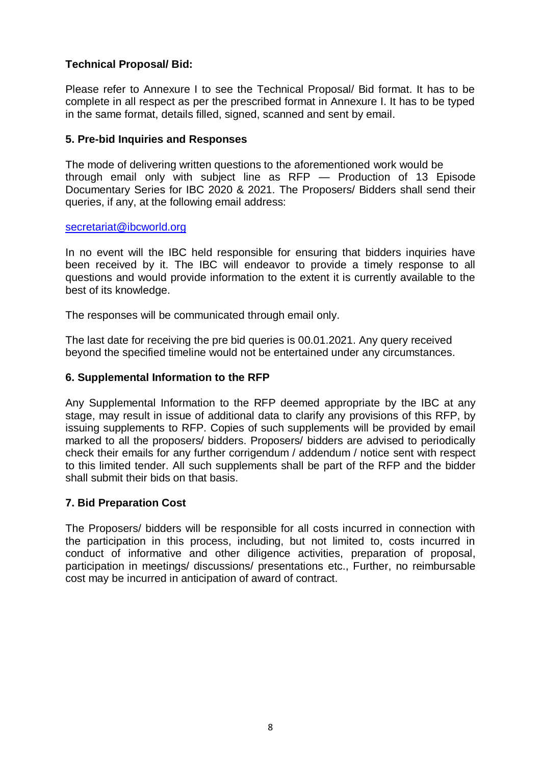**Technical Proposal/ Bid:**

Please refer to Annexure I to see the Technical Proposal/ Bid format. It has to be complete in all respect as per the prescribed format in Annexure I. It has to be typed in the same format, details filled, signed, scanned and sent by email.

## 5. Pre-bid Inquiries and Responses

The mode of delivering written questions to the aforementioned work would be through email only with subject line as RFP — Production of 13 Episode Documentary Series for IBC 2020 & 2021. The Proposers/ Bidders shall send their queries, if any, at the following email address:

secretariat@ibcworld.org

In no event will the IBC held responsible for ensuring that bidders inquiries have been received by it. The IBC will endeavor to provide a timely response to all questions and would provide information to the extent it is currently available to the best of its knowledge.

The responses will be communicated through email only.

The last date for receiving the pre bid queries is 00.01.2021. Any query received beyond the specified timeline would not be entertained under any circumstances.

## 6. Supplemental Information to the RFP

Any Supplemental Information to the RFP deemed appropriate by the IBC at any stage, may result in issue of additional data to clarify any provisions of this RFP, by issuing supplements to RFP. Copies of such supplements will be provided by email marked to all the proposers/ bidders. Proposers/ bidders are advised to periodically check their emails for any further corrigendum / addendum / notice sent with respect to this limited tender. All such supplements shall be part of the RFP and the bidder shall submit their bids on that basis.

## 7. Bid Preparation Cost

The Proposers/ bidders will be responsible for all costs incurred in connection with the participation in this process, including, but not limited to, costs incurred in conduct of informative and other diligence activities, preparation of proposal, participation in meetings/ discussions/ presentations etc., Further, no reimbursable cost may be incurred in anticipation of award of contract.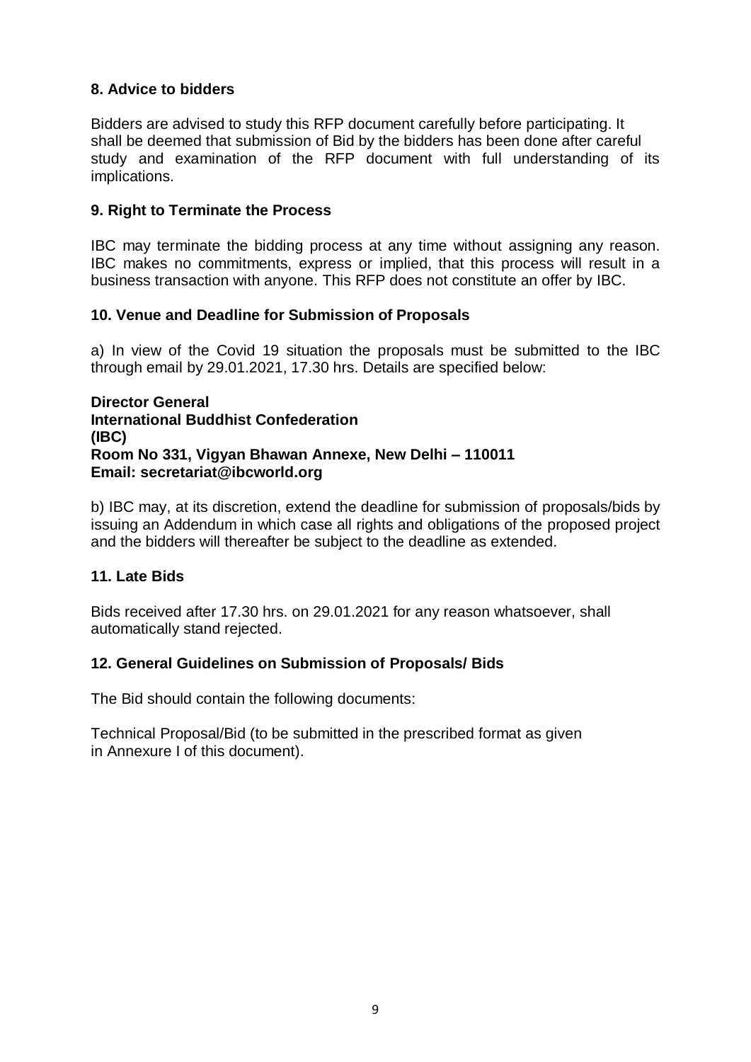## 8. Advice to bidders

Bidders are advised to study this RFP document carefully before participating. It shall be deemed that submission of Bid by the bidders has been done after careful study and examination of the RFP document with full understanding of its implications.

## 9. Right to Terminate the Process

IBC may terminate the bidding process at any time without assigning any reason. IBC makes no commitments, express or implied, that this process will result in a business transaction with anyone. This RFP does not constitute an offer by IBC.

## 10. Venue and Deadline for Submission of Proposals

a) In view of the Covid 19 situation the proposals must be submitted to the IBC through email by 29.01.2021, 17.30 hrs. Details are specified below:

**Director General**
**International Buddhist Confederation**
**(IBC)**
**Room No 331, Vigyan Bhawan Annexe, New Delhi – 110011**
**Email: secretariat@ibcworld.org**

b) IBC may, at its discretion, extend the deadline for submission of proposals/bids by issuing an Addendum in which case all rights and obligations of the proposed project and the bidders will thereafter be subject to the deadline as extended.

## 11. Late Bids

Bids received after 17.30 hrs. on 29.01.2021 for any reason whatsoever, shall automatically stand rejected.

## 12. General Guidelines on Submission of Proposals/ Bids

The Bid should contain the following documents:

Technical Proposal/Bid (to be submitted in the prescribed format as given in Annexure I of this document).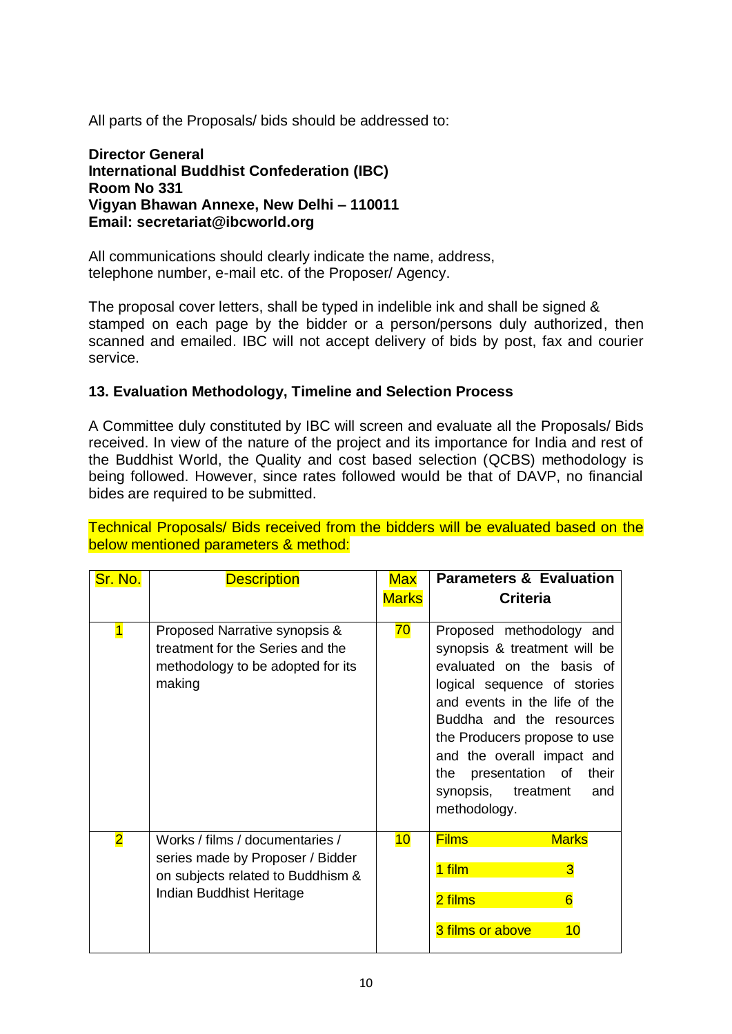All parts of the Proposals/ bids should be addressed to:

**Director General**
**International Buddhist Confederation (IBC)**
**Room No 331**
**Vigyan Bhawan Annexe, New Delhi – 110011**
**Email: secretariat@ibcworld.org**

All communications should clearly indicate the name, address, telephone number, e-mail etc. of the Proposer/ Agency.

The proposal cover letters, shall be typed in indelible ink and shall be signed & stamped on each page by the bidder or a person/persons duly authorized, then scanned and emailed. IBC will not accept delivery of bids by post, fax and courier service.

### 13. Evaluation Methodology, Timeline and Selection Process

A Committee duly constituted by IBC will screen and evaluate all the Proposals/ Bids received. In view of the nature of the project and its importance for India and rest of the Buddhist World, the Quality and cost based selection (QCBS) methodology is being followed. However, since rates followed would be that of DAVP, no financial bides are required to be submitted.

Technical Proposals/ Bids received from the bidders will be evaluated based on the below mentioned parameters & method:

| Sr. No. | Description | Max Marks | Parameters & Evaluation Criteria |
|---|---|---|---|
| 1 | Proposed Narrative synopsis & treatment for the Series and the methodology to be adopted for its making | 70 | Proposed methodology and synopsis & treatment will be evaluated on the basis of logical sequence of stories and events in the life of the Buddha and the resources the Producers propose to use and the overall impact and the presentation of their synopsis, treatment and methodology. |
| 2 | Works / films / documentaries / series made by Proposer / Bidder on subjects related to Buddhism & Indian Buddhist Heritage | 10 | Films — Marks<br>1 film — 3<br>2 films — 6<br>3 films or above — 10 |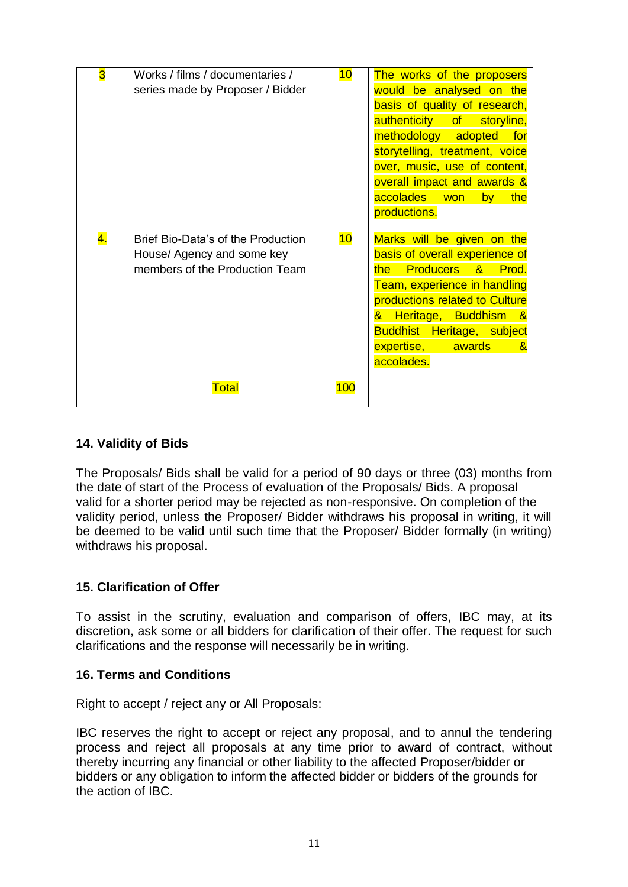| | | | |
|---|---|---|---|
| 3 | Works / films / documentaries / series made by Proposer / Bidder | 10 | The works of the proposers would be analysed on the basis of quality of research, authenticity of storyline, methodology adopted for storytelling, treatment, voice over, music, use of content, overall impact and awards & accolades won by the productions. |
| 4. | Brief Bio-Data's of the Production House/ Agency and some key members of the Production Team | 10 | Marks will be given on the basis of overall experience of the Producers & Prod. Team, experience in handling productions related to Culture & Heritage, Buddhism & Buddhist Heritage, subject expertise, awards & accolades. |
| | Total | 100 | |

**14. Validity of Bids**

The Proposals/ Bids shall be valid for a period of 90 days or three (03) months from the date of start of the Process of evaluation of the Proposals/ Bids. A proposal valid for a shorter period may be rejected as non-responsive. On completion of the validity period, unless the Proposer/ Bidder withdraws his proposal in writing, it will be deemed to be valid until such time that the Proposer/ Bidder formally (in writing) withdraws his proposal.

**15. Clarification of Offer**

To assist in the scrutiny, evaluation and comparison of offers, IBC may, at its discretion, ask some or all bidders for clarification of their offer. The request for such clarifications and the response will necessarily be in writing.

**16. Terms and Conditions**

Right to accept / reject any or All Proposals:

IBC reserves the right to accept or reject any proposal, and to annul the tendering process and reject all proposals at any time prior to award of contract, without thereby incurring any financial or other liability to the affected Proposer/bidder or bidders or any obligation to inform the affected bidder or bidders of the grounds for the action of IBC.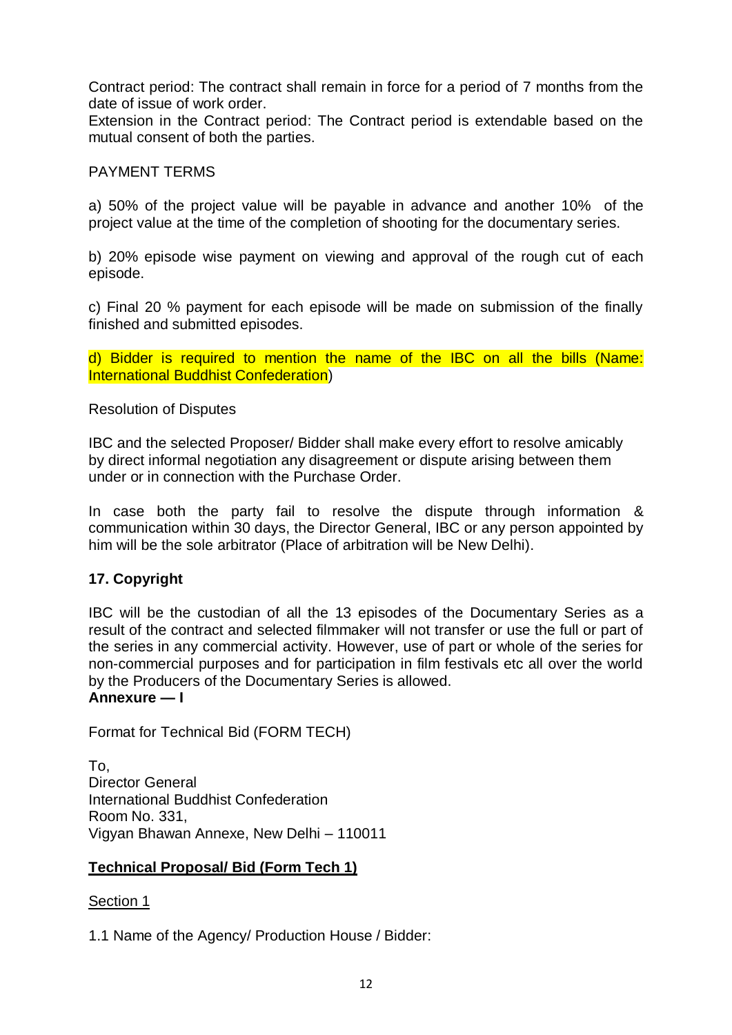Contract period: The contract shall remain in force for a period of 7 months from the date of issue of work order.

Extension in the Contract period: The Contract period is extendable based on the mutual consent of both the parties.

PAYMENT TERMS

a) 50% of the project value will be payable in advance and another 10% of the project value at the time of the completion of shooting for the documentary series.

b) 20% episode wise payment on viewing and approval of the rough cut of each episode.

c) Final 20 % payment for each episode will be made on submission of the finally finished and submitted episodes.

d) Bidder is required to mention the name of the IBC on all the bills (Name: International Buddhist Confederation)

Resolution of Disputes

IBC and the selected Proposer/ Bidder shall make every effort to resolve amicably by direct informal negotiation any disagreement or dispute arising between them under or in connection with the Purchase Order.

In case both the party fail to resolve the dispute through information & communication within 30 days, the Director General, IBC or any person appointed by him will be the sole arbitrator (Place of arbitration will be New Delhi).

**17. Copyright**

IBC will be the custodian of all the 13 episodes of the Documentary Series as a result of the contract and selected filmmaker will not transfer or use the full or part of the series in any commercial activity. However, use of part or whole of the series for non-commercial purposes and for participation in film festivals etc all over the world by the Producers of the Documentary Series is allowed.

**Annexure — I**

Format for Technical Bid (FORM TECH)

To,
Director General
International Buddhist Confederation
Room No. 331,
Vigyan Bhawan Annexe, New Delhi – 110011

**Technical Proposal/ Bid (Form Tech 1)**

Section 1

1.1 Name of the Agency/ Production House / Bidder: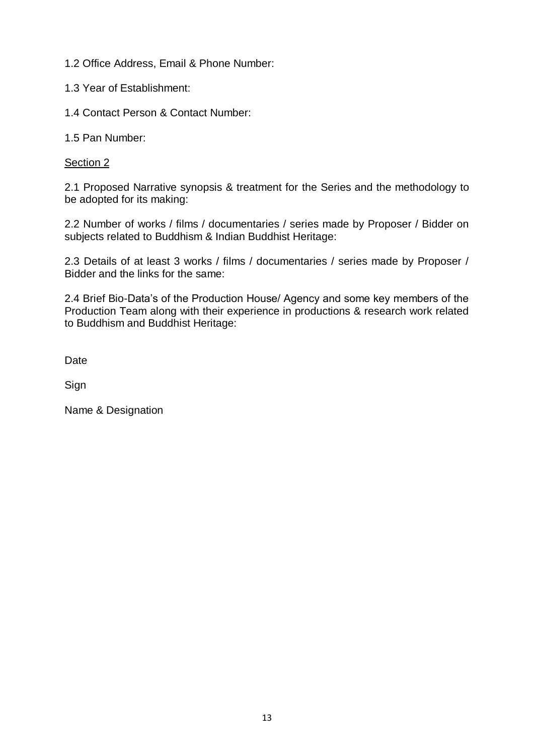1.2 Office Address, Email & Phone Number:

1.3 Year of Establishment:

1.4 Contact Person & Contact Number:

1.5 Pan Number:

<u>Section 2</u>

2.1 Proposed Narrative synopsis & treatment for the Series and the methodology to be adopted for its making:

2.2 Number of works / films / documentaries / series made by Proposer / Bidder on subjects related to Buddhism & Indian Buddhist Heritage:

2.3 Details of at least 3 works / films / documentaries / series made by Proposer / Bidder and the links for the same:

2.4 Brief Bio-Data's of the Production House/ Agency and some key members of the Production Team along with their experience in productions & research work related to Buddhism and Buddhist Heritage:

Date

Sign

Name & Designation